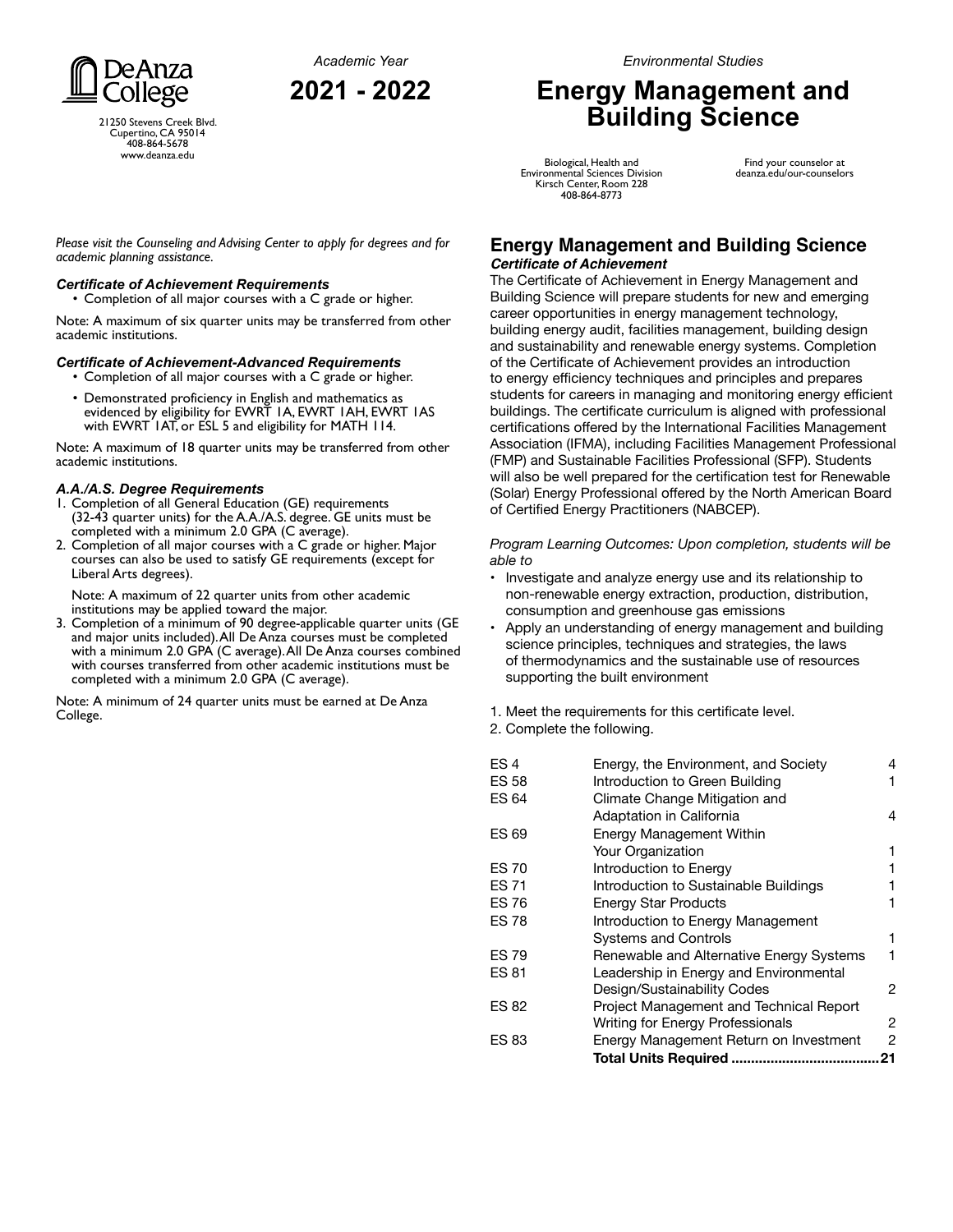De Anza College

21250 Stevens Creek Blvd.
Cupertino, CA 95014
408-864-5678
www.deanza.edu

*Academic Year*

# 2021 - 2022

*Environmental Studies*

# Energy Management and Building Science

Biological, Health and Environmental Sciences Division
Kirsch Center, Room 228
408-864-8773

Find your counselor at deanza.edu/our-counselors

*Please visit the Counseling and Advising Center to apply for degrees and for academic planning assistance.*

### *Certificate of Achievement Requirements*

- Completion of all major courses with a C grade or higher.

Note: A maximum of six quarter units may be transferred from other academic institutions.

### *Certificate of Achievement-Advanced Requirements*

- Completion of all major courses with a C grade or higher.
- Demonstrated proficiency in English and mathematics as evidenced by eligibility for EWRT 1A, EWRT 1AH, EWRT 1AS with EWRT 1AT, or ESL 5 and eligibility for MATH 114.

Note: A maximum of 18 quarter units may be transferred from other academic institutions.

### *A.A./A.S. Degree Requirements*

1. Completion of all General Education (GE) requirements (32-43 quarter units) for the A.A./A.S. degree. GE units must be completed with a minimum 2.0 GPA (C average).
2. Completion of all major courses with a C grade or higher. Major courses can also be used to satisfy GE requirements (except for Liberal Arts degrees).

   Note: A maximum of 22 quarter units from other academic institutions may be applied toward the major.
3. Completion of a minimum of 90 degree-applicable quarter units (GE and major units included). All De Anza courses must be completed with a minimum 2.0 GPA (C average). All De Anza courses combined with courses transferred from other academic institutions must be completed with a minimum 2.0 GPA (C average).

Note: A minimum of 24 quarter units must be earned at De Anza College.

## Energy Management and Building Science

### *Certificate of Achievement*

The Certificate of Achievement in Energy Management and Building Science will prepare students for new and emerging career opportunities in energy management technology, building energy audit, facilities management, building design and sustainability and renewable energy systems. Completion of the Certificate of Achievement provides an introduction to energy efficiency techniques and principles and prepares students for careers in managing and monitoring energy efficient buildings. The certificate curriculum is aligned with professional certifications offered by the International Facilities Management Association (IFMA), including Facilities Management Professional (FMP) and Sustainable Facilities Professional (SFP). Students will also be well prepared for the certification test for Renewable (Solar) Energy Professional offered by the North American Board of Certified Energy Practitioners (NABCEP).

*Program Learning Outcomes: Upon completion, students will be able to*

- Investigate and analyze energy use and its relationship to non-renewable energy extraction, production, distribution, consumption and greenhouse gas emissions
- Apply an understanding of energy management and building science principles, techniques and strategies, the laws of thermodynamics and the sustainable use of resources supporting the built environment

1. Meet the requirements for this certificate level.
2. Complete the following.

| | | |
|---|---|---|
| ES 4 | Energy, the Environment, and Society | 4 |
| ES 58 | Introduction to Green Building | 1 |
| ES 64 | Climate Change Mitigation and Adaptation in California | 4 |
| ES 69 | Energy Management Within Your Organization | 1 |
| ES 70 | Introduction to Energy | 1 |
| ES 71 | Introduction to Sustainable Buildings | 1 |
| ES 76 | Energy Star Products | 1 |
| ES 78 | Introduction to Energy Management Systems and Controls | 1 |
| ES 79 | Renewable and Alternative Energy Systems | 1 |
| ES 81 | Leadership in Energy and Environmental Design/Sustainability Codes | 2 |
| ES 82 | Project Management and Technical Report Writing for Energy Professionals | 2 |
| ES 83 | Energy Management Return on Investment | 2 |
| | **Total Units Required** | **21** |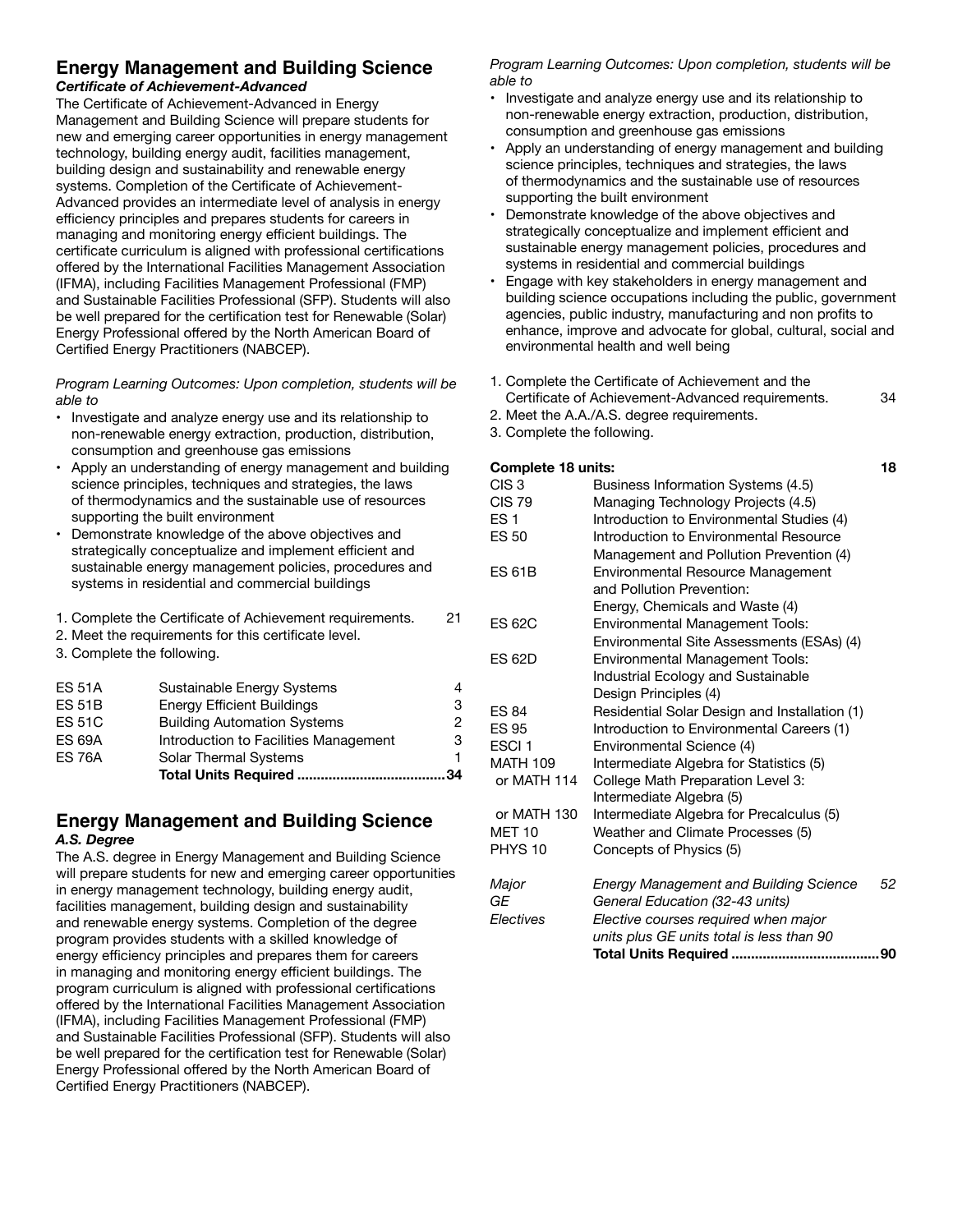## Energy Management and Building Science

### *Certificate of Achievement-Advanced*

The Certificate of Achievement-Advanced in Energy Management and Building Science will prepare students for new and emerging career opportunities in energy management technology, building energy audit, facilities management, building design and sustainability and renewable energy systems. Completion of the Certificate of Achievement-Advanced provides an intermediate level of analysis in energy efficiency principles and prepares students for careers in managing and monitoring energy efficient buildings. The certificate curriculum is aligned with professional certifications offered by the International Facilities Management Association (IFMA), including Facilities Management Professional (FMP) and Sustainable Facilities Professional (SFP). Students will also be well prepared for the certification test for Renewable (Solar) Energy Professional offered by the North American Board of Certified Energy Practitioners (NABCEP).

*Program Learning Outcomes: Upon completion, students will be able to*

- Investigate and analyze energy use and its relationship to non-renewable energy extraction, production, distribution, consumption and greenhouse gas emissions
- Apply an understanding of energy management and building science principles, techniques and strategies, the laws of thermodynamics and the sustainable use of resources supporting the built environment
- Demonstrate knowledge of the above objectives and strategically conceptualize and implement efficient and sustainable energy management policies, procedures and systems in residential and commercial buildings

1. Complete the Certificate of Achievement requirements. 21
2. Meet the requirements for this certificate level.
3. Complete the following.

| | | |
|---|---|---|
| ES 51A | Sustainable Energy Systems | 4 |
| ES 51B | Energy Efficient Buildings | 3 |
| ES 51C | Building Automation Systems | 2 |
| ES 69A | Introduction to Facilities Management | 3 |
| ES 76A | Solar Thermal Systems | 1 |
| | **Total Units Required** | **34** |

## Energy Management and Building Science

### *A.S. Degree*

The A.S. degree in Energy Management and Building Science will prepare students for new and emerging career opportunities in energy management technology, building energy audit, facilities management, building design and sustainability and renewable energy systems. Completion of the degree program provides students with a skilled knowledge of energy efficiency principles and prepares them for careers in managing and monitoring energy efficient buildings. The program curriculum is aligned with professional certifications offered by the International Facilities Management Association (IFMA), including Facilities Management Professional (FMP) and Sustainable Facilities Professional (SFP). Students will also be well prepared for the certification test for Renewable (Solar) Energy Professional offered by the North American Board of Certified Energy Practitioners (NABCEP).

*Program Learning Outcomes: Upon completion, students will be able to*

- Investigate and analyze energy use and its relationship to non-renewable energy extraction, production, distribution, consumption and greenhouse gas emissions
- Apply an understanding of energy management and building science principles, techniques and strategies, the laws of thermodynamics and the sustainable use of resources supporting the built environment
- Demonstrate knowledge of the above objectives and strategically conceptualize and implement efficient and sustainable energy management policies, procedures and systems in residential and commercial buildings
- Engage with key stakeholders in energy management and building science occupations including the public, government agencies, public industry, manufacturing and non profits to enhance, improve and advocate for global, cultural, social and environmental health and well being

1. Complete the Certificate of Achievement and the Certificate of Achievement-Advanced requirements. 34
2. Meet the A.A./A.S. degree requirements.
3. Complete the following.

**Complete 18 units: 18**

| | |
|---|---|
| CIS 3 | Business Information Systems (4.5) |
| CIS 79 | Managing Technology Projects (4.5) |
| ES 1 | Introduction to Environmental Studies (4) |
| ES 50 | Introduction to Environmental Resource Management and Pollution Prevention (4) |
| ES 61B | Environmental Resource Management and Pollution Prevention: Energy, Chemicals and Waste (4) |
| ES 62C | Environmental Management Tools: Environmental Site Assessments (ESAs) (4) |
| ES 62D | Environmental Management Tools: Industrial Ecology and Sustainable Design Principles (4) |
| ES 84 | Residential Solar Design and Installation (1) |
| ES 95 | Introduction to Environmental Careers (1) |
| ESCI 1 | Environmental Science (4) |
| MATH 109 | Intermediate Algebra for Statistics (5) |
| or MATH 114 | College Math Preparation Level 3: Intermediate Algebra (5) |
| or MATH 130 | Intermediate Algebra for Precalculus (5) |
| MET 10 | Weather and Climate Processes (5) |
| PHYS 10 | Concepts of Physics (5) |

| | | |
|---|---|---|
| *Major* | *Energy Management and Building Science* | *52* |
| *GE* | *General Education (32-43 units)* | |
| *Electives* | *Elective courses required when major units plus GE units total is less than 90* | |
| | **Total Units Required** | **90** |